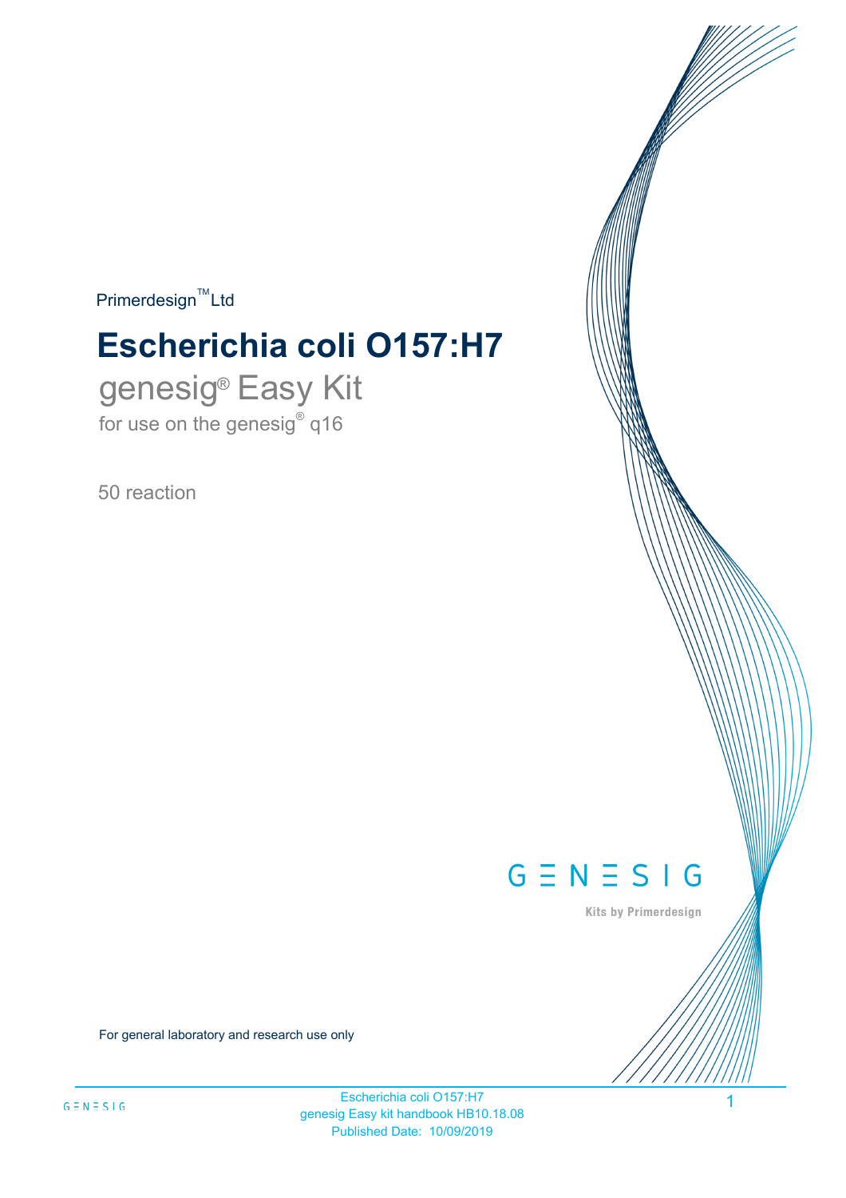Primerdesign™ Ltd

# Escherichia coli O157:H7

## genesig® Easy Kit

for use on the genesig® q16

50 reaction

GENESIG

Kits by Primerdesign

For general laboratory and research use only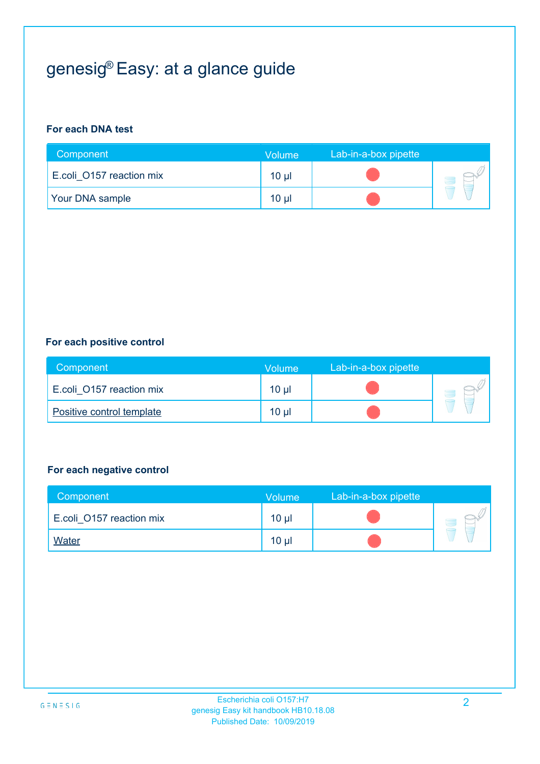# genesig® Easy: at a glance guide

### For each DNA test

| Component | Volume | Lab-in-a-box pipette | |
|---|---|---|---|
| E.coli_O157 reaction mix | 10 µl | | |
| Your DNA sample | 10 µl | | |

### For each positive control

| Component | Volume | Lab-in-a-box pipette | |
|---|---|---|---|
| E.coli_O157 reaction mix | 10 µl | | |
| Positive control template | 10 µl | | |

### For each negative control

| Component | Volume | Lab-in-a-box pipette | |
|---|---|---|---|
| E.coli_O157 reaction mix | 10 µl | | |
| Water | 10 µl | | |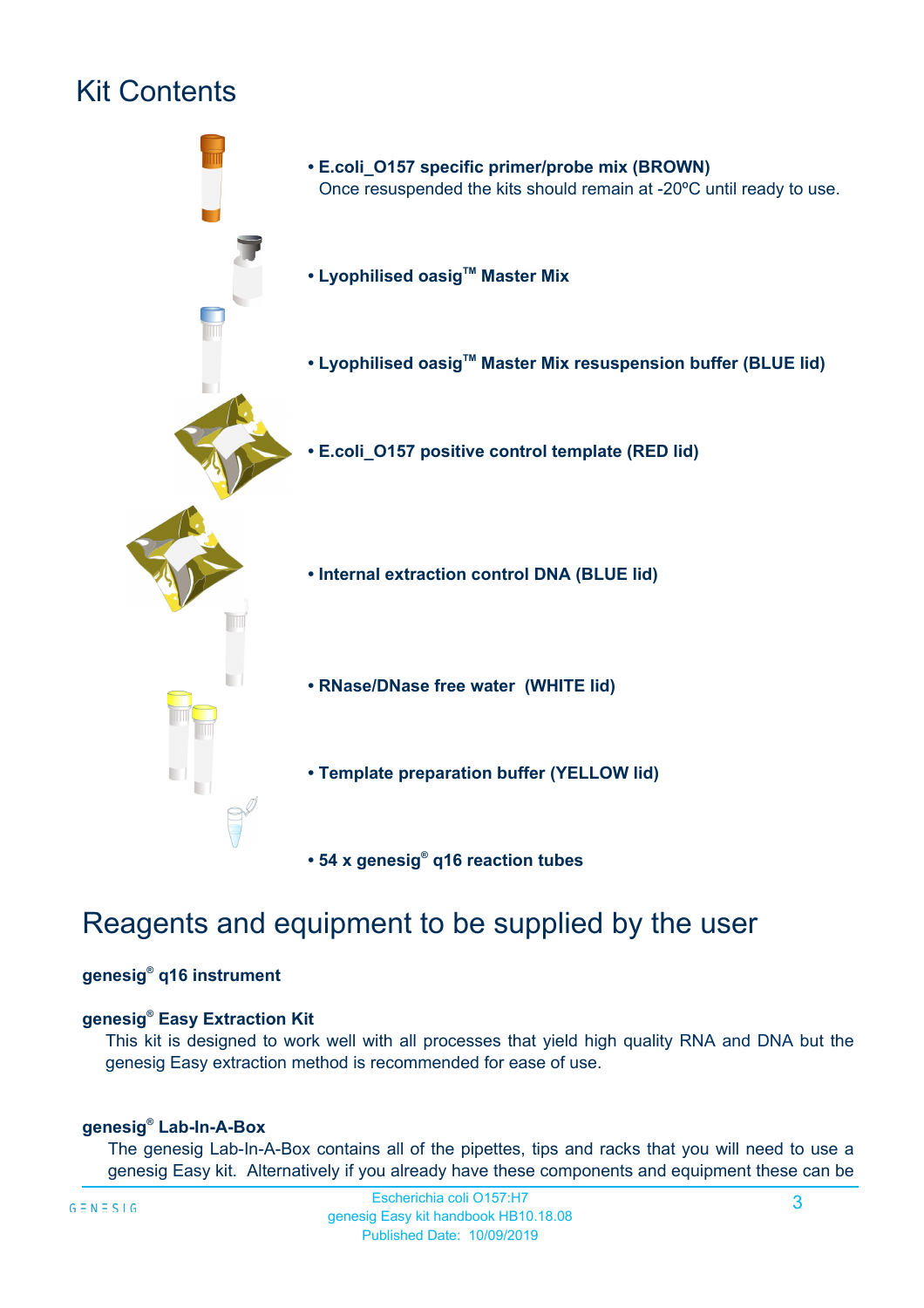# Kit Contents

- **E.coli_O157 specific primer/probe mix (BROWN)**
  Once resuspended the kits should remain at -20ºC until ready to use.
- **Lyophilised oasig™ Master Mix**
- **Lyophilised oasig™ Master Mix resuspension buffer (BLUE lid)**
- **E.coli_O157 positive control template (RED lid)**
- **Internal extraction control DNA (BLUE lid)**
- **RNase/DNase free water (WHITE lid)**
- **Template preparation buffer (YELLOW lid)**
- **54 x genesig® q16 reaction tubes**

# Reagents and equipment to be supplied by the user

**genesig® q16 instrument**

**genesig® Easy Extraction Kit**
This kit is designed to work well with all processes that yield high quality RNA and DNA but the genesig Easy extraction method is recommended for ease of use.

**genesig® Lab-In-A-Box**
The genesig Lab-In-A-Box contains all of the pipettes, tips and racks that you will need to use a genesig Easy kit. Alternatively if you already have these components and equipment these can be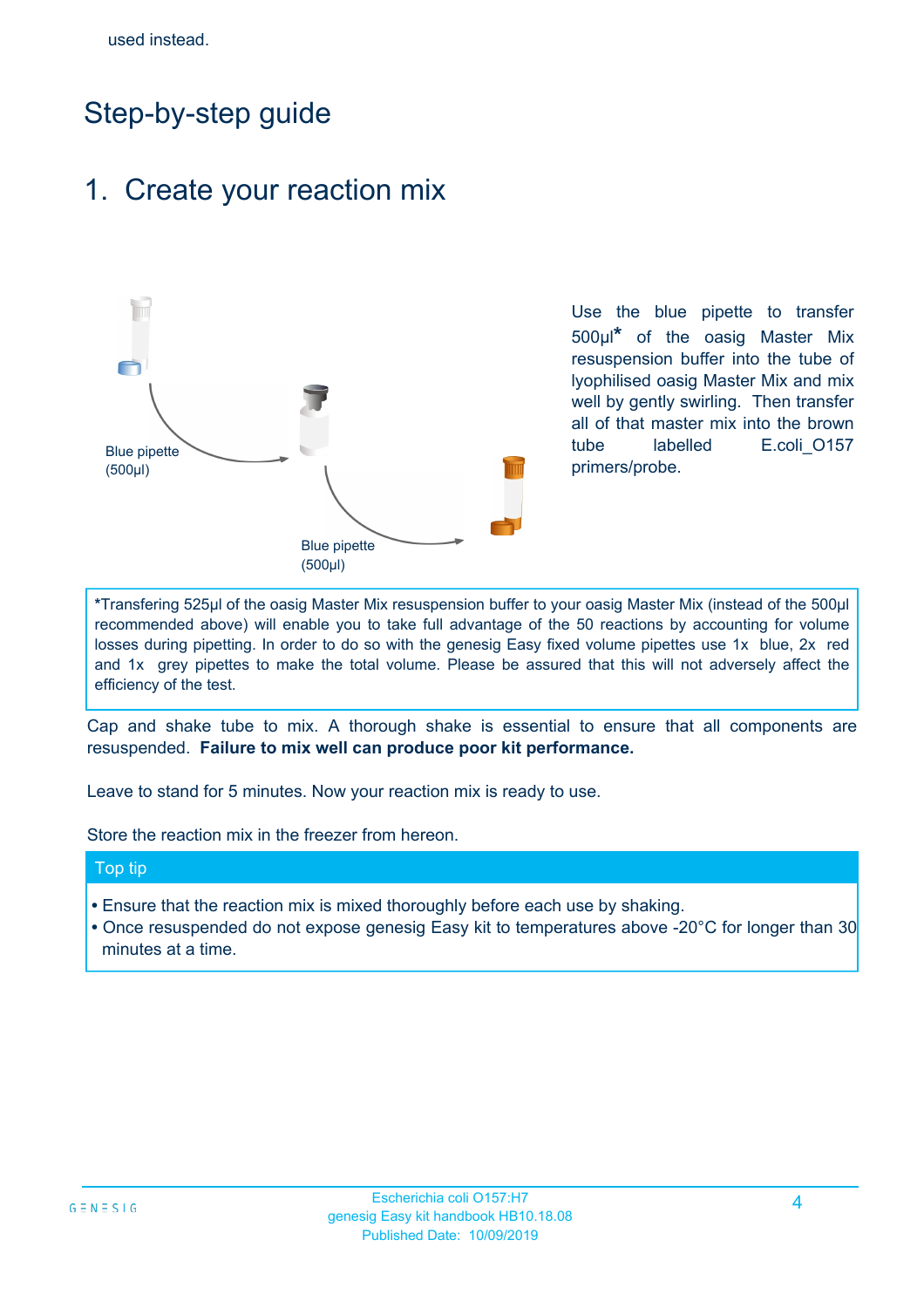used instead.

# Step-by-step guide

## 1. Create your reaction mix

Blue pipette (500µl)

Blue pipette (500µl)

Use the blue pipette to transfer 500µl* of the oasig Master Mix resuspension buffer into the tube of lyophilised oasig Master Mix and mix well by gently swirling. Then transfer all of that master mix into the brown tube labelled E.coli_O157 primers/probe.

*Transfering 525µl of the oasig Master Mix resuspension buffer to your oasig Master Mix (instead of the 500µl recommended above) will enable you to take full advantage of the 50 reactions by accounting for volume losses during pipetting. In order to do so with the genesig Easy fixed volume pipettes use 1x blue, 2x red and 1x grey pipettes to make the total volume. Please be assured that this will not adversely affect the efficiency of the test.

Cap and shake tube to mix. A thorough shake is essential to ensure that all components are resuspended. **Failure to mix well can produce poor kit performance.**

Leave to stand for 5 minutes. Now your reaction mix is ready to use.

Store the reaction mix in the freezer from hereon.

**Top tip**

- Ensure that the reaction mix is mixed thoroughly before each use by shaking.
- Once resuspended do not expose genesig Easy kit to temperatures above -20°C for longer than 30 minutes at a time.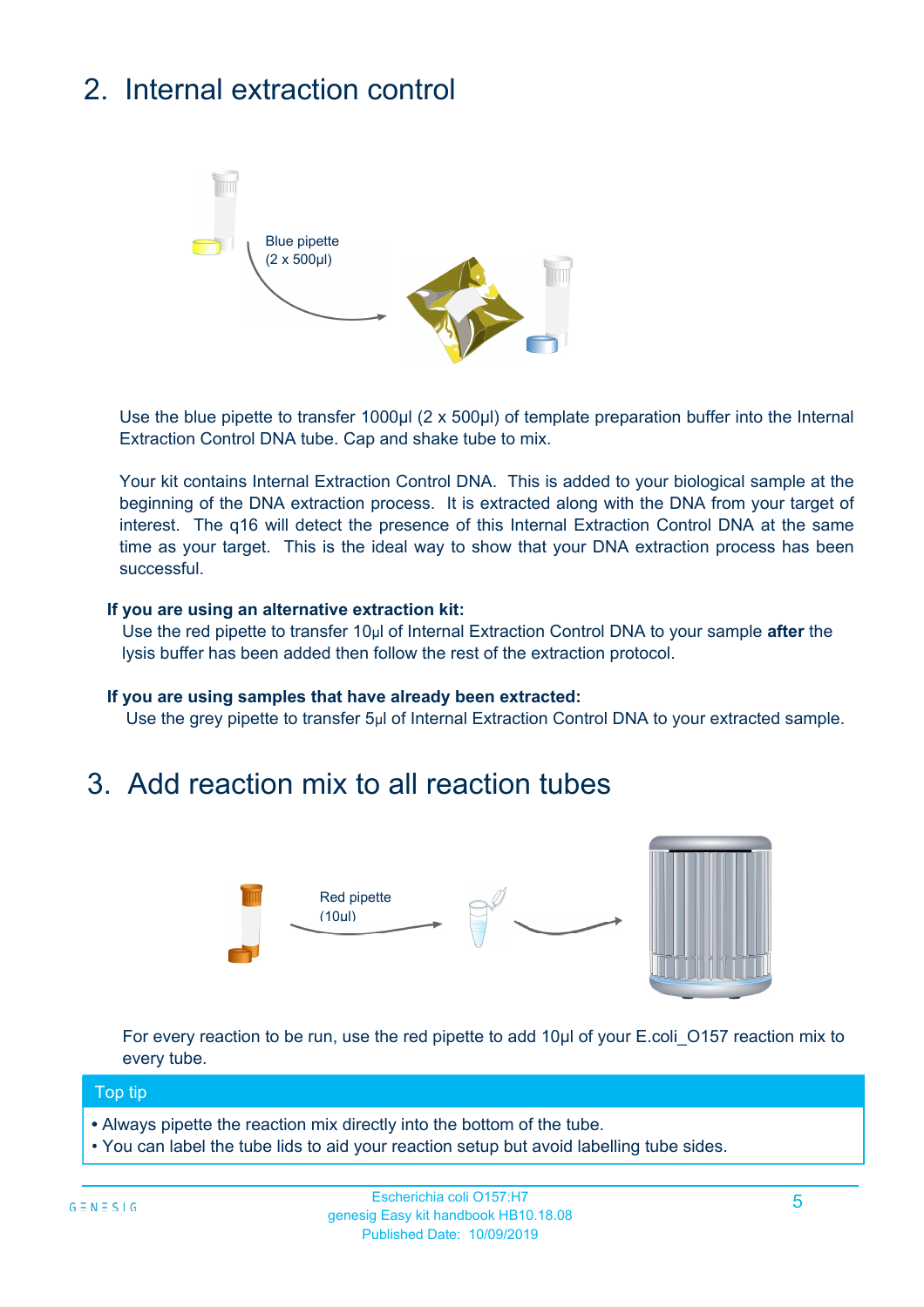## 2. Internal extraction control

Blue pipette
(2 x 500µl)

Use the blue pipette to transfer 1000µl (2 x 500µl) of template preparation buffer into the Internal Extraction Control DNA tube. Cap and shake tube to mix.

Your kit contains Internal Extraction Control DNA. This is added to your biological sample at the beginning of the DNA extraction process. It is extracted along with the DNA from your target of interest. The q16 will detect the presence of this Internal Extraction Control DNA at the same time as your target. This is the ideal way to show that your DNA extraction process has been successful.

**If you are using an alternative extraction kit:**

Use the red pipette to transfer 10µl of Internal Extraction Control DNA to your sample **after** the lysis buffer has been added then follow the rest of the extraction protocol.

**If you are using samples that have already been extracted:**

Use the grey pipette to transfer 5µl of Internal Extraction Control DNA to your extracted sample.

## 3. Add reaction mix to all reaction tubes

Red pipette
(10ul)

For every reaction to be run, use the red pipette to add 10µl of your E.coli_O157 reaction mix to every tube.

**Top tip**

- Always pipette the reaction mix directly into the bottom of the tube.
- You can label the tube lids to aid your reaction setup but avoid labelling tube sides.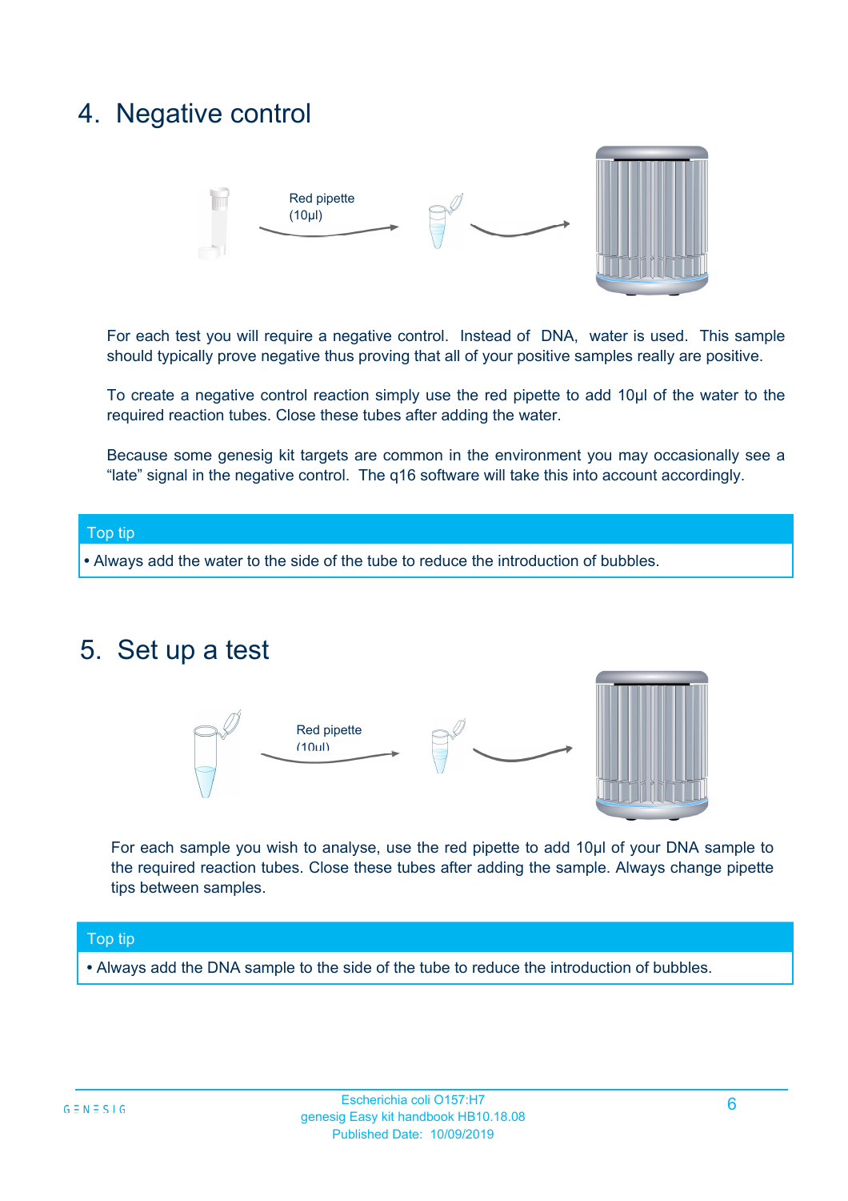## 4. Negative control

Red pipette (10µl)

For each test you will require a negative control. Instead of DNA, water is used. This sample should typically prove negative thus proving that all of your positive samples really are positive.

To create a negative control reaction simply use the red pipette to add 10µl of the water to the required reaction tubes. Close these tubes after adding the water.

Because some genesig kit targets are common in the environment you may occasionally see a "late" signal in the negative control. The q16 software will take this into account accordingly.

**Top tip**

- Always add the water to the side of the tube to reduce the introduction of bubbles.

## 5. Set up a test

Red pipette (10µl)

For each sample you wish to analyse, use the red pipette to add 10µl of your DNA sample to the required reaction tubes. Close these tubes after adding the sample. Always change pipette tips between samples.

**Top tip**

- Always add the DNA sample to the side of the tube to reduce the introduction of bubbles.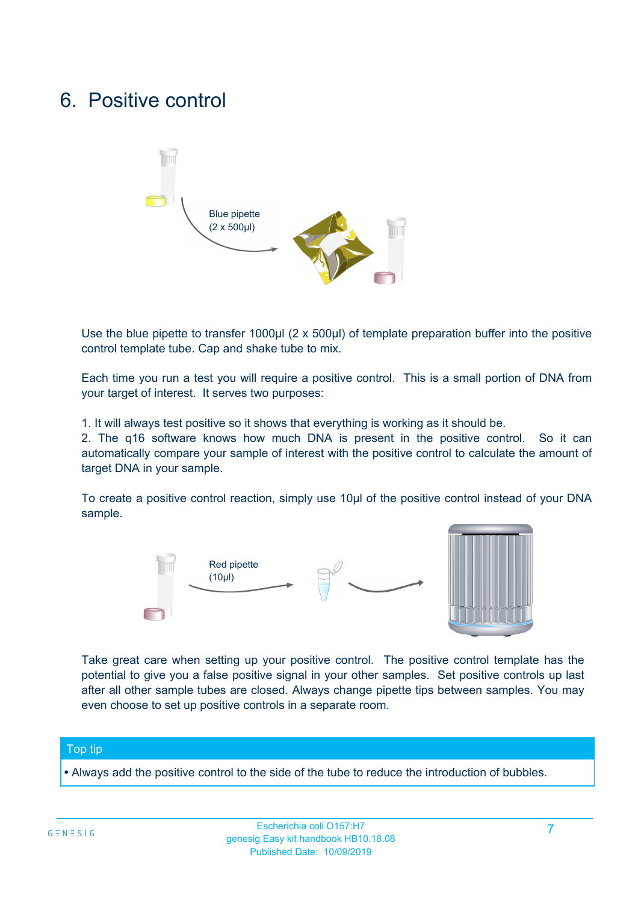# 6. Positive control

Blue pipette
(2 x 500µl)

Use the blue pipette to transfer 1000µl (2 x 500µl) of template preparation buffer into the positive control template tube. Cap and shake tube to mix.

Each time you run a test you will require a positive control. This is a small portion of DNA from your target of interest. It serves two purposes:

1. It will always test positive so it shows that everything is working as it should be.
2. The q16 software knows how much DNA is present in the positive control. So it can automatically compare your sample of interest with the positive control to calculate the amount of target DNA in your sample.

To create a positive control reaction, simply use 10µl of the positive control instead of your DNA sample.

Red pipette
(10µl)

Take great care when setting up your positive control. The positive control template has the potential to give you a false positive signal in your other samples. Set positive controls up last after all other sample tubes are closed. Always change pipette tips between samples. You may even choose to set up positive controls in a separate room.

**Top tip**

- Always add the positive control to the side of the tube to reduce the introduction of bubbles.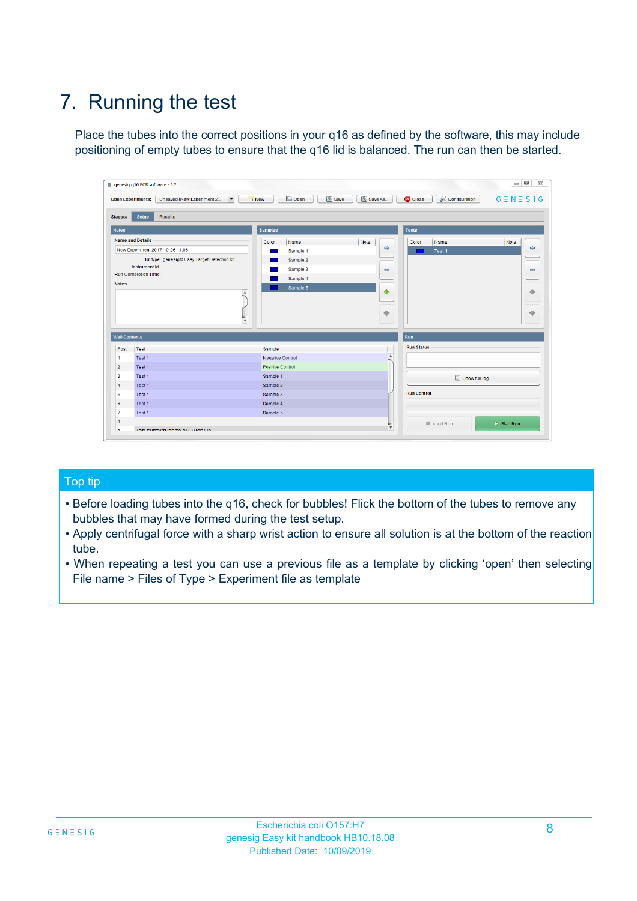# 7. Running the test

Place the tubes into the correct positions in your q16 as defined by the software, this may include positioning of empty tubes to ensure that the q16 lid is balanced. The run can then be started.

## Top tip

- Before loading tubes into the q16, check for bubbles! Flick the bottom of the tubes to remove any bubbles that may have formed during the test setup.
- Apply centrifugal force with a sharp wrist action to ensure all solution is at the bottom of the reaction tube.
- When repeating a test you can use a previous file as a template by clicking 'open' then selecting File name > Files of Type > Experiment file as template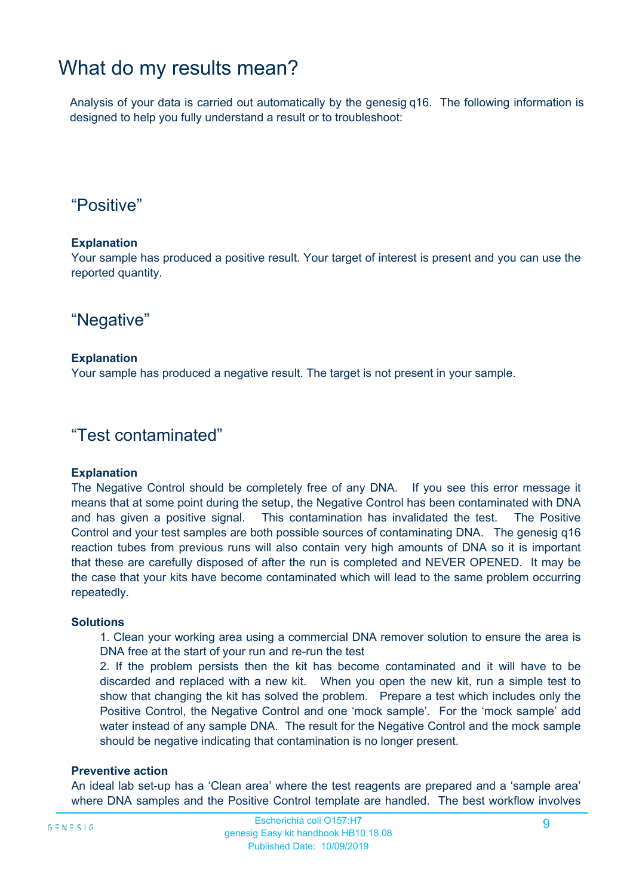# What do my results mean?

Analysis of your data is carried out automatically by the genesig q16. The following information is designed to help you fully understand a result or to troubleshoot:

## “Positive”

**Explanation**

Your sample has produced a positive result. Your target of interest is present and you can use the reported quantity.

## “Negative”

**Explanation**

Your sample has produced a negative result. The target is not present in your sample.

## “Test contaminated”

**Explanation**

The Negative Control should be completely free of any DNA. If you see this error message it means that at some point during the setup, the Negative Control has been contaminated with DNA and has given a positive signal. This contamination has invalidated the test. The Positive Control and your test samples are both possible sources of contaminating DNA. The genesig q16 reaction tubes from previous runs will also contain very high amounts of DNA so it is important that these are carefully disposed of after the run is completed and NEVER OPENED. It may be the case that your kits have become contaminated which will lead to the same problem occurring repeatedly.

**Solutions**

1. Clean your working area using a commercial DNA remover solution to ensure the area is DNA free at the start of your run and re-run the test
2. If the problem persists then the kit has become contaminated and it will have to be discarded and replaced with a new kit. When you open the new kit, run a simple test to show that changing the kit has solved the problem. Prepare a test which includes only the Positive Control, the Negative Control and one ‘mock sample’. For the ‘mock sample’ add water instead of any sample DNA. The result for the Negative Control and the mock sample should be negative indicating that contamination is no longer present.

**Preventive action**

An ideal lab set-up has a ‘Clean area’ where the test reagents are prepared and a ‘sample area’ where DNA samples and the Positive Control template are handled. The best workflow involves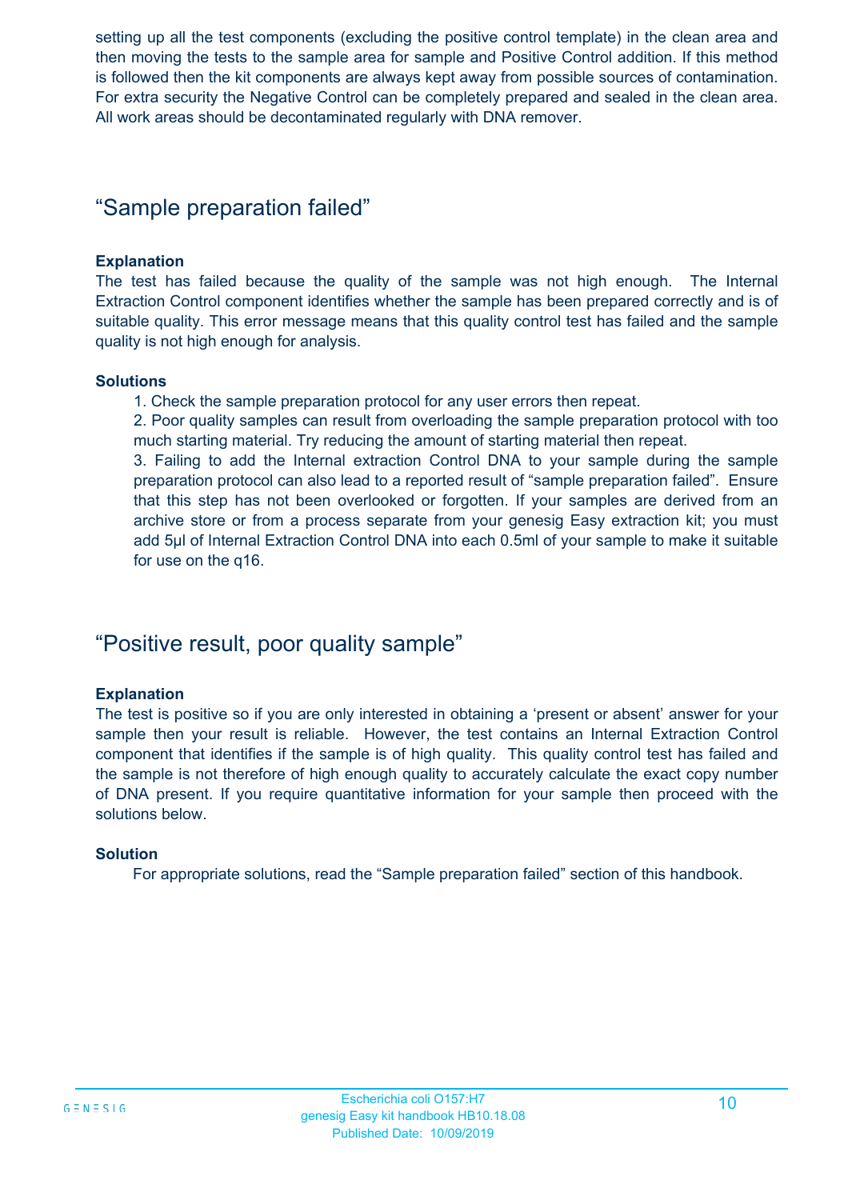setting up all the test components (excluding the positive control template) in the clean area and then moving the tests to the sample area for sample and Positive Control addition. If this method is followed then the kit components are always kept away from possible sources of contamination. For extra security the Negative Control can be completely prepared and sealed in the clean area. All work areas should be decontaminated regularly with DNA remover.

## “Sample preparation failed”

**Explanation**

The test has failed because the quality of the sample was not high enough. The Internal Extraction Control component identifies whether the sample has been prepared correctly and is of suitable quality. This error message means that this quality control test has failed and the sample quality is not high enough for analysis.

**Solutions**

1. Check the sample preparation protocol for any user errors then repeat.
2. Poor quality samples can result from overloading the sample preparation protocol with too much starting material. Try reducing the amount of starting material then repeat.
3. Failing to add the Internal extraction Control DNA to your sample during the sample preparation protocol can also lead to a reported result of “sample preparation failed”. Ensure that this step has not been overlooked or forgotten. If your samples are derived from an archive store or from a process separate from your genesig Easy extraction kit; you must add 5µl of Internal Extraction Control DNA into each 0.5ml of your sample to make it suitable for use on the q16.

## “Positive result, poor quality sample”

**Explanation**

The test is positive so if you are only interested in obtaining a ‘present or absent’ answer for your sample then your result is reliable. However, the test contains an Internal Extraction Control component that identifies if the sample is of high quality. This quality control test has failed and the sample is not therefore of high enough quality to accurately calculate the exact copy number of DNA present. If you require quantitative information for your sample then proceed with the solutions below.

**Solution**

For appropriate solutions, read the “Sample preparation failed” section of this handbook.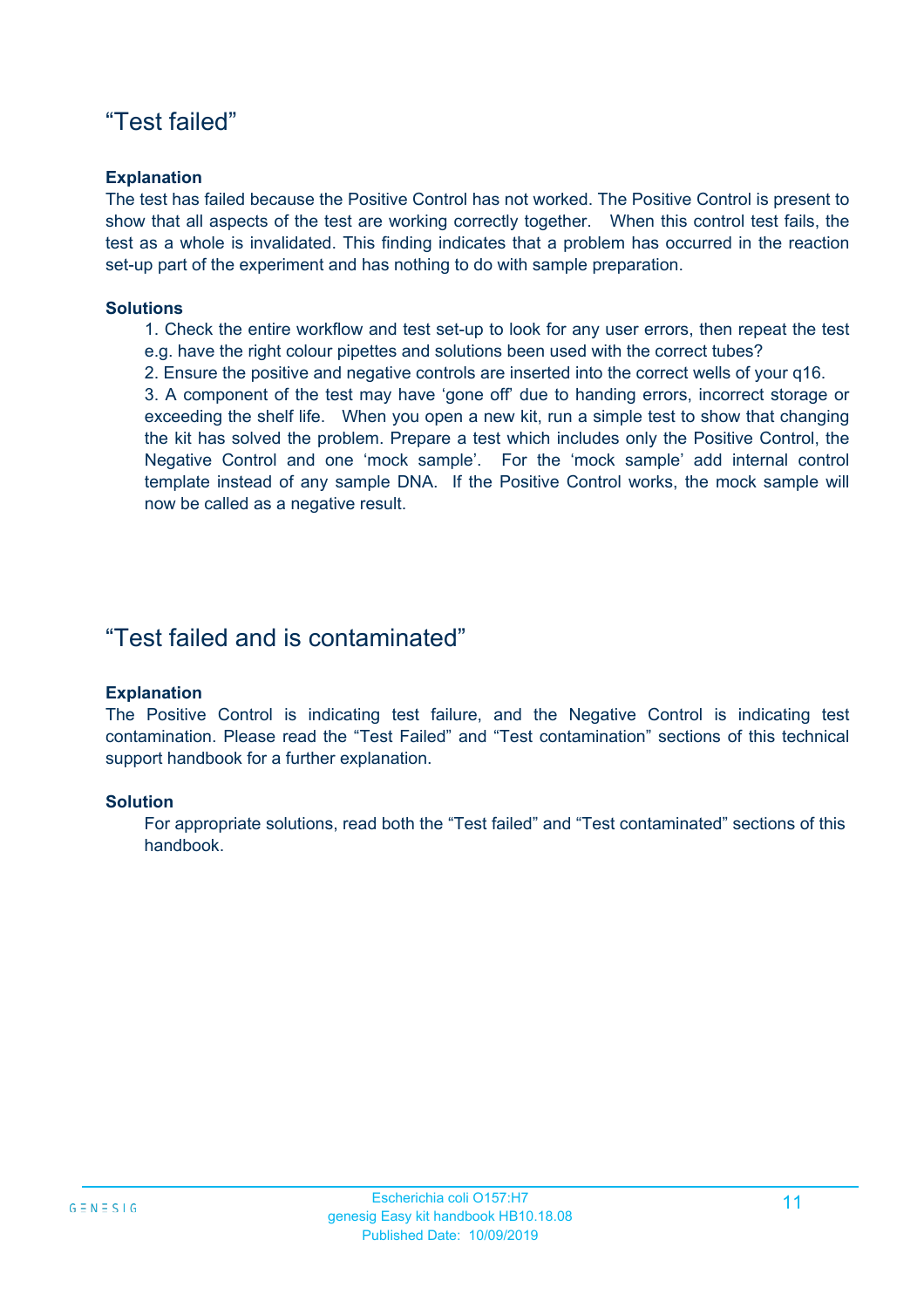## “Test failed”

**Explanation**

The test has failed because the Positive Control has not worked. The Positive Control is present to show that all aspects of the test are working correctly together. When this control test fails, the test as a whole is invalidated. This finding indicates that a problem has occurred in the reaction set-up part of the experiment and has nothing to do with sample preparation.

**Solutions**

1. Check the entire workflow and test set-up to look for any user errors, then repeat the test e.g. have the right colour pipettes and solutions been used with the correct tubes?
2. Ensure the positive and negative controls are inserted into the correct wells of your q16.
3. A component of the test may have ‘gone off’ due to handing errors, incorrect storage or exceeding the shelf life. When you open a new kit, run a simple test to show that changing the kit has solved the problem. Prepare a test which includes only the Positive Control, the Negative Control and one ‘mock sample’. For the ‘mock sample’ add internal control template instead of any sample DNA. If the Positive Control works, the mock sample will now be called as a negative result.

## “Test failed and is contaminated”

**Explanation**

The Positive Control is indicating test failure, and the Negative Control is indicating test contamination. Please read the “Test Failed” and “Test contamination” sections of this technical support handbook for a further explanation.

**Solution**

For appropriate solutions, read both the “Test failed” and “Test contaminated” sections of this handbook.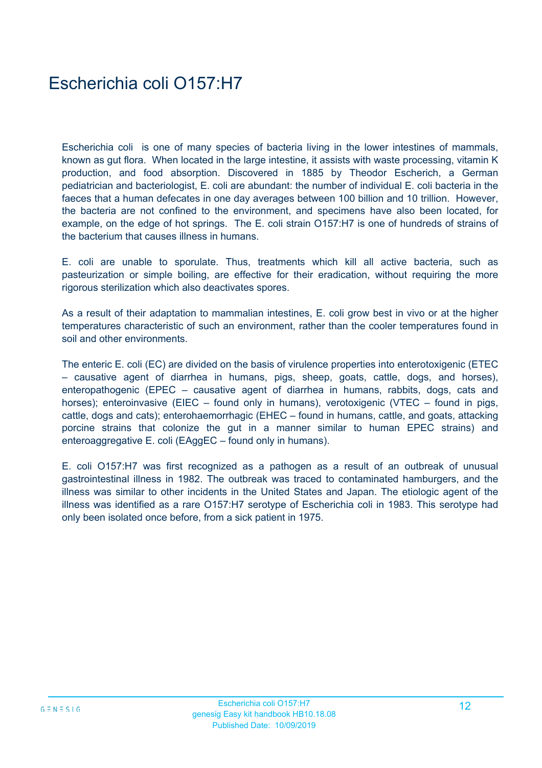# Escherichia coli O157:H7

Escherichia coli is one of many species of bacteria living in the lower intestines of mammals, known as gut flora. When located in the large intestine, it assists with waste processing, vitamin K production, and food absorption. Discovered in 1885 by Theodor Escherich, a German pediatrician and bacteriologist, E. coli are abundant: the number of individual E. coli bacteria in the faeces that a human defecates in one day averages between 100 billion and 10 trillion. However, the bacteria are not confined to the environment, and specimens have also been located, for example, on the edge of hot springs. The E. coli strain O157:H7 is one of hundreds of strains of the bacterium that causes illness in humans.

E. coli are unable to sporulate. Thus, treatments which kill all active bacteria, such as pasteurization or simple boiling, are effective for their eradication, without requiring the more rigorous sterilization which also deactivates spores.

As a result of their adaptation to mammalian intestines, E. coli grow best in vivo or at the higher temperatures characteristic of such an environment, rather than the cooler temperatures found in soil and other environments.

The enteric E. coli (EC) are divided on the basis of virulence properties into enterotoxigenic (ETEC – causative agent of diarrhea in humans, pigs, sheep, goats, cattle, dogs, and horses), enteropathogenic (EPEC – causative agent of diarrhea in humans, rabbits, dogs, cats and horses); enteroinvasive (EIEC – found only in humans), verotoxigenic (VTEC – found in pigs, cattle, dogs and cats); enterohaemorrhagic (EHEC – found in humans, cattle, and goats, attacking porcine strains that colonize the gut in a manner similar to human EPEC strains) and enteroaggregative E. coli (EAggEC – found only in humans).

E. coli O157:H7 was first recognized as a pathogen as a result of an outbreak of unusual gastrointestinal illness in 1982. The outbreak was traced to contaminated hamburgers, and the illness was similar to other incidents in the United States and Japan. The etiologic agent of the illness was identified as a rare O157:H7 serotype of Escherichia coli in 1983. This serotype had only been isolated once before, from a sick patient in 1975.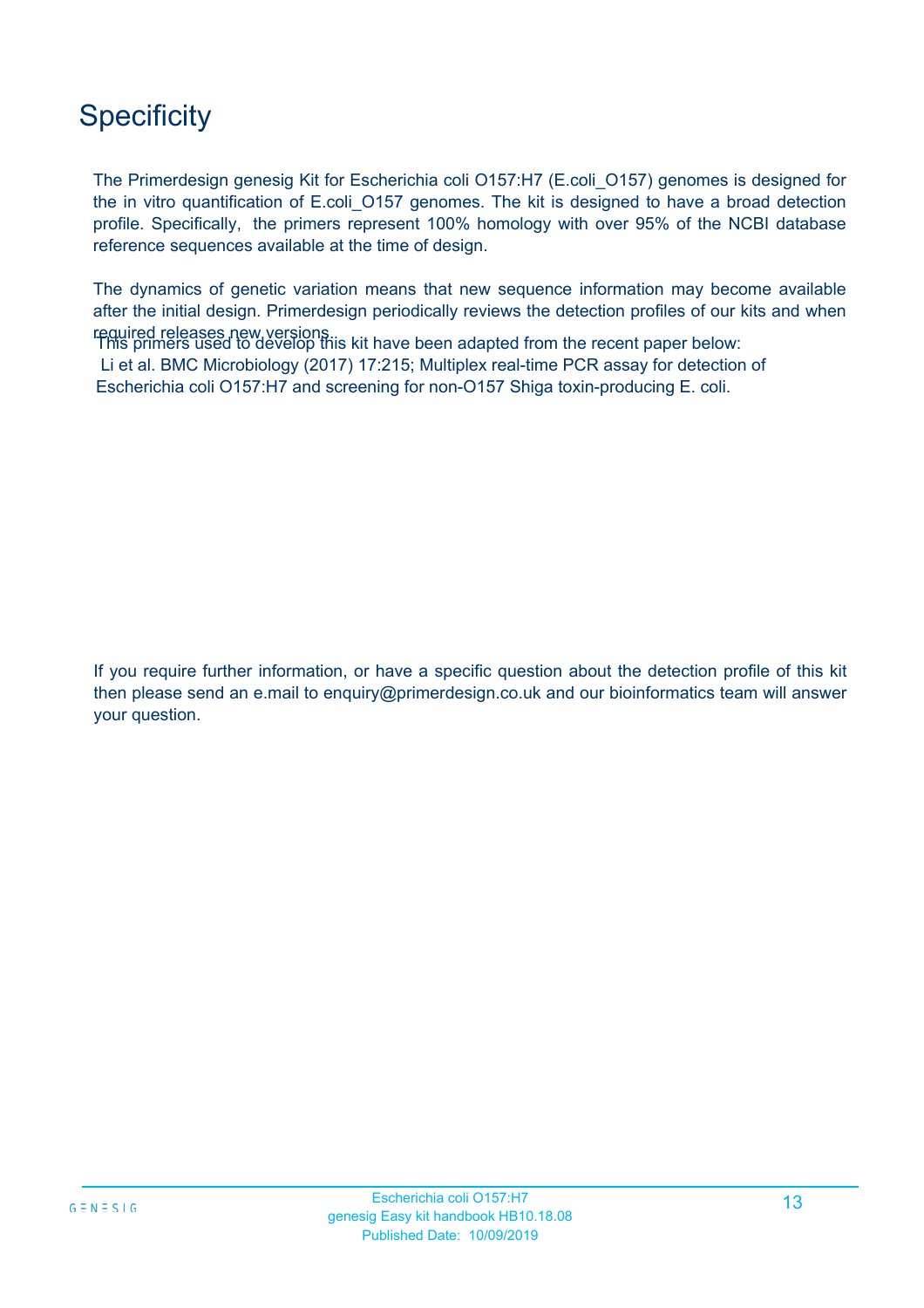# Specificity

The Primerdesign genesig Kit for Escherichia coli O157:H7 (E.coli_O157) genomes is designed for the in vitro quantification of E.coli_O157 genomes. The kit is designed to have a broad detection profile. Specifically, the primers represent 100% homology with over 95% of the NCBI database reference sequences available at the time of design.

The dynamics of genetic variation means that new sequence information may become available after the initial design. Primerdesign periodically reviews the detection profiles of our kits and when required releases new versions.

This primers used to develop this kit have been adapted from the recent paper below:
Li et al. BMC Microbiology (2017) 17:215; Multiplex real-time PCR assay for detection of Escherichia coli O157:H7 and screening for non-O157 Shiga toxin-producing E. coli.

If you require further information, or have a specific question about the detection profile of this kit then please send an e.mail to enquiry@primerdesign.co.uk and our bioinformatics team will answer your question.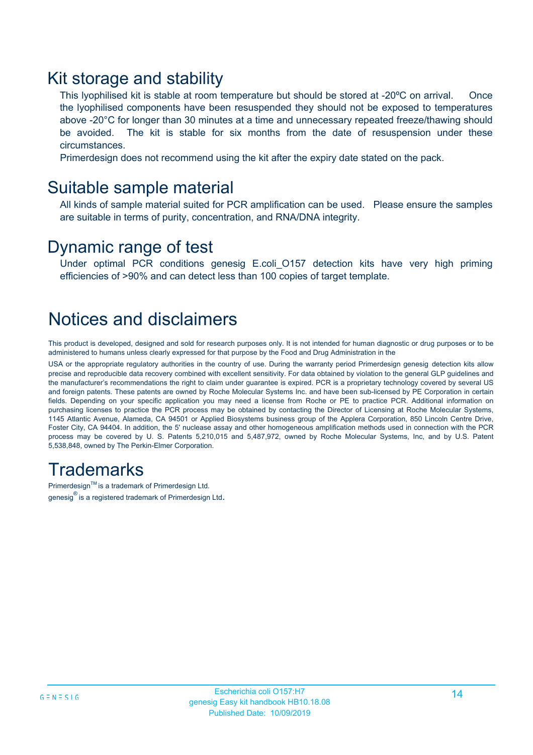## Kit storage and stability

This lyophilised kit is stable at room temperature but should be stored at -20ºC on arrival. Once the lyophilised components have been resuspended they should not be exposed to temperatures above -20°C for longer than 30 minutes at a time and unnecessary repeated freeze/thawing should be avoided. The kit is stable for six months from the date of resuspension under these circumstances.

Primerdesign does not recommend using the kit after the expiry date stated on the pack.

## Suitable sample material

All kinds of sample material suited for PCR amplification can be used. Please ensure the samples are suitable in terms of purity, concentration, and RNA/DNA integrity.

## Dynamic range of test

Under optimal PCR conditions genesig E.coli_O157 detection kits have very high priming efficiencies of >90% and can detect less than 100 copies of target template.

## Notices and disclaimers

This product is developed, designed and sold for research purposes only. It is not intended for human diagnostic or drug purposes or to be administered to humans unless clearly expressed for that purpose by the Food and Drug Administration in the

USA or the appropriate regulatory authorities in the country of use. During the warranty period Primerdesign genesig detection kits allow precise and reproducible data recovery combined with excellent sensitivity. For data obtained by violation to the general GLP guidelines and the manufacturer's recommendations the right to claim under guarantee is expired. PCR is a proprietary technology covered by several US and foreign patents. These patents are owned by Roche Molecular Systems Inc. and have been sub-licensed by PE Corporation in certain fields. Depending on your specific application you may need a license from Roche or PE to practice PCR. Additional information on purchasing licenses to practice the PCR process may be obtained by contacting the Director of Licensing at Roche Molecular Systems, 1145 Atlantic Avenue, Alameda, CA 94501 or Applied Biosystems business group of the Applera Corporation, 850 Lincoln Centre Drive, Foster City, CA 94404. In addition, the 5' nuclease assay and other homogeneous amplification methods used in connection with the PCR process may be covered by U. S. Patents 5,210,015 and 5,487,972, owned by Roche Molecular Systems, Inc, and by U.S. Patent 5,538,848, owned by The Perkin-Elmer Corporation.

## Trademarks

Primerdesign™ is a trademark of Primerdesign Ltd.

genesig® is a registered trademark of Primerdesign Ltd.